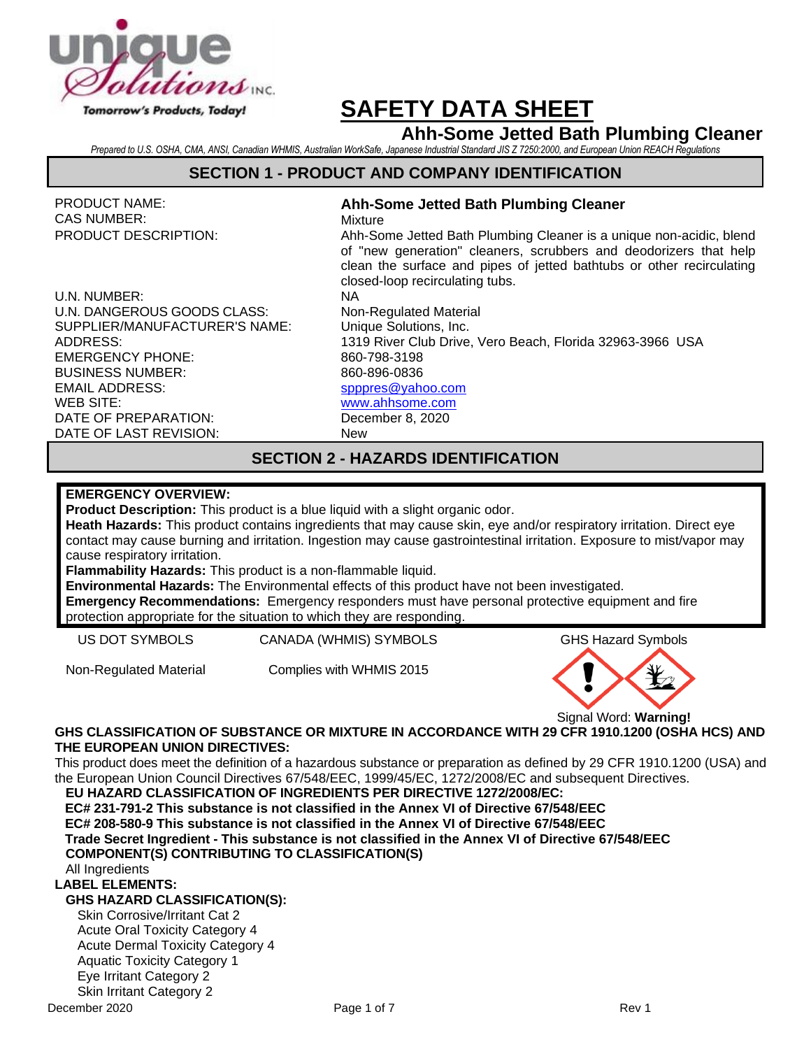Tomorrow's Products, Today!

# SAFETY DATA SHEET

## Ahh-Some Jetted Bath Plumbing Cleaner

*Prepared to U.S. OSHA, CMA, ANSI, Canadian WHMIS, Australian WorkSafe, Japanese Industrial Standard JIS Z 7250:2000, and European Union REACH Regulations*

## SECTION 1 - PRODUCT AND COMPANY IDENTIFICATION

| | |
|---|---|
| PRODUCT NAME: | **Ahh-Some Jetted Bath Plumbing Cleaner** |
| CAS NUMBER: | Mixture |
| PRODUCT DESCRIPTION: | Ahh-Some Jetted Bath Plumbing Cleaner is a unique non-acidic, blend of "new generation" cleaners, scrubbers and deodorizers that help clean the surface and pipes of jetted bathtubs or other recirculating closed-loop recirculating tubs. |
| U.N. NUMBER: | NA |
| U.N. DANGEROUS GOODS CLASS: | Non-Regulated Material |
| SUPPLIER/MANUFACTURER'S NAME: | Unique Solutions, Inc. |
| ADDRESS: | 1319 River Club Drive, Vero Beach, Florida 32963-3966 USA |
| EMERGENCY PHONE: | 860-798-3198 |
| BUSINESS NUMBER: | 860-896-0836 |
| EMAIL ADDRESS: | spppres@yahoo.com |
| WEB SITE: | www.ahhsome.com |
| DATE OF PREPARATION: | December 8, 2020 |
| DATE OF LAST REVISION: | New |

## SECTION 2 - HAZARDS IDENTIFICATION

**EMERGENCY OVERVIEW:**
**Product Description:** This product is a blue liquid with a slight organic odor.
**Heath Hazards:** This product contains ingredients that may cause skin, eye and/or respiratory irritation. Direct eye contact may cause burning and irritation. Ingestion may cause gastrointestinal irritation. Exposure to mist/vapor may cause respiratory irritation.
**Flammability Hazards:** This product is a non-flammable liquid.
**Environmental Hazards:** The Environmental effects of this product have not been investigated.
**Emergency Recommendations:** Emergency responders must have personal protective equipment and fire protection appropriate for the situation to which they are responding.

| US DOT SYMBOLS | CANADA (WHMIS) SYMBOLS | GHS Hazard Symbols |
|---|---|---|
| Non-Regulated Material | Complies with WHMIS 2015 | |

Signal Word: **Warning!**

**GHS CLASSIFICATION OF SUBSTANCE OR MIXTURE IN ACCORDANCE WITH 29 CFR 1910.1200 (OSHA HCS) AND THE EUROPEAN UNION DIRECTIVES:**

This product does meet the definition of a hazardous substance or preparation as defined by 29 CFR 1910.1200 (USA) and the European Union Council Directives 67/548/EEC, 1999/45/EC, 1272/2008/EC and subsequent Directives.

**EU HAZARD CLASSIFICATION OF INGREDIENTS PER DIRECTIVE 1272/2008/EC:**
**EC# 231-791-2 This substance is not classified in the Annex VI of Directive 67/548/EEC**
**EC# 208-580-9 This substance is not classified in the Annex VI of Directive 67/548/EEC**
**Trade Secret Ingredient - This substance is not classified in the Annex VI of Directive 67/548/EEC**
**COMPONENT(S) CONTRIBUTING TO CLASSIFICATION(S)**
All Ingredients

**LABEL ELEMENTS:**

**GHS HAZARD CLASSIFICATION(S):**
- Skin Corrosive/Irritant Cat 2
- Acute Oral Toxicity Category 4
- Acute Dermal Toxicity Category 4
- Aquatic Toxicity Category 1
- Eye Irritant Category 2
- Skin Irritant Category 2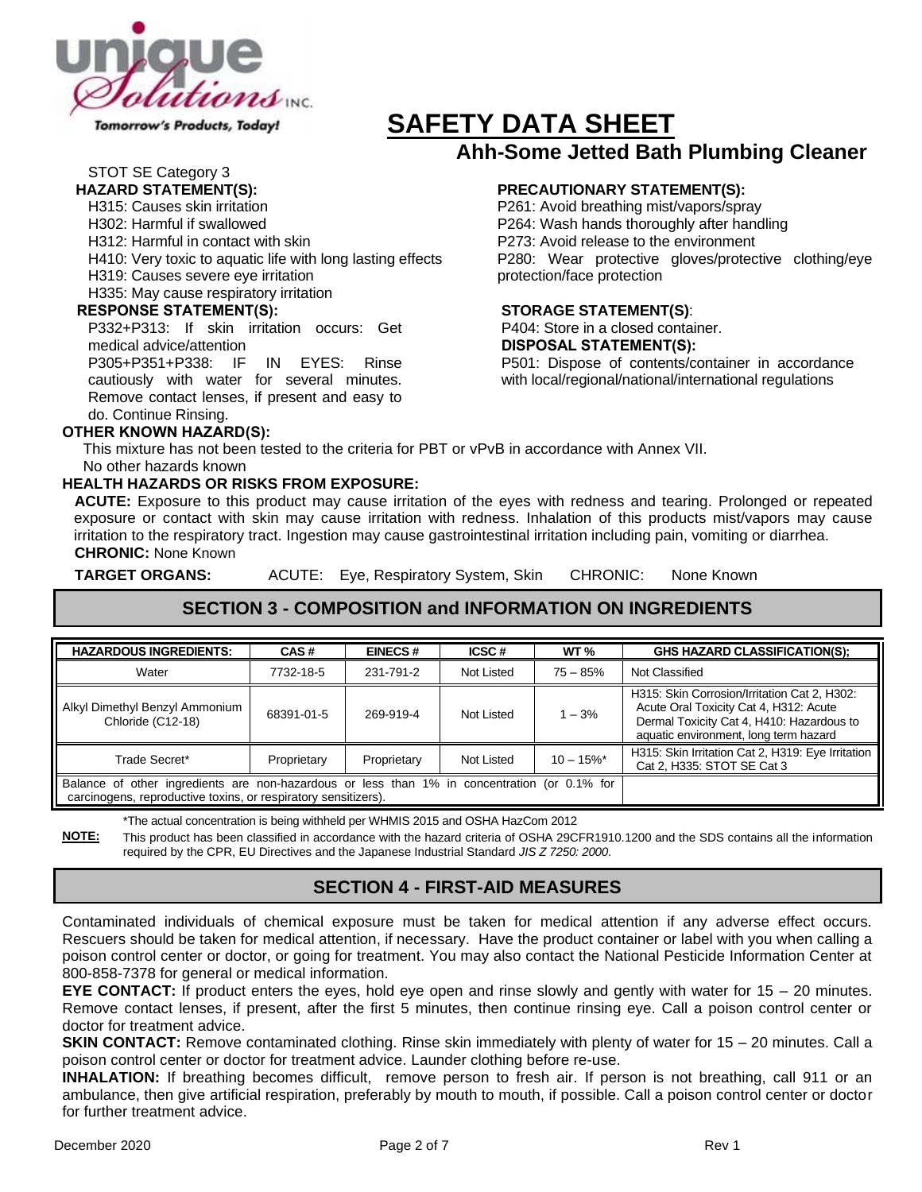# SAFETY DATA SHEET

## Ahh-Some Jetted Bath Plumbing Cleaner

STOT SE Category 3

**HAZARD STATEMENT(S):**

H315: Causes skin irritation
H302: Harmful if swallowed
H312: Harmful in contact with skin
H410: Very toxic to aquatic life with long lasting effects
H319: Causes severe eye irritation
H335: May cause respiratory irritation

**RESPONSE STATEMENT(S):**

P332+P313: If skin irritation occurs: Get medical advice/attention
P305+P351+P338: IF IN EYES: Rinse cautiously with water for several minutes. Remove contact lenses, if present and easy to do. Continue Rinsing.

**PRECAUTIONARY STATEMENT(S):**

P261: Avoid breathing mist/vapors/spray
P264: Wash hands thoroughly after handling
P273: Avoid release to the environment
P280: Wear protective gloves/protective clothing/eye protection/face protection

**STORAGE STATEMENT(S)**:

P404: Store in a closed container.

**DISPOSAL STATEMENT(S):**

P501: Dispose of contents/container in accordance with local/regional/national/international regulations

**OTHER KNOWN HAZARD(S):**

This mixture has not been tested to the criteria for PBT or vPvB in accordance with Annex VII.
No other hazards known

**HEALTH HAZARDS OR RISKS FROM EXPOSURE:**

**ACUTE:** Exposure to this product may cause irritation of the eyes with redness and tearing. Prolonged or repeated exposure or contact with skin may cause irritation with redness. Inhalation of this products mist/vapors may cause irritation to the respiratory tract. Ingestion may cause gastrointestinal irritation including pain, vomiting or diarrhea.
**CHRONIC:** None Known

**TARGET ORGANS:** ACUTE: Eye, Respiratory System, Skin CHRONIC: None Known

## SECTION 3 - COMPOSITION and INFORMATION ON INGREDIENTS

| HAZARDOUS INGREDIENTS: | CAS # | EINECS # | ICSC # | WT % | GHS HAZARD CLASSIFICATION(S); |
|---|---|---|---|---|---|
| Water | 7732-18-5 | 231-791-2 | Not Listed | 75 – 85% | Not Classified |
| Alkyl Dimethyl Benzyl Ammonium Chloride (C12-18) | 68391-01-5 | 269-919-4 | Not Listed | 1 – 3% | H315: Skin Corrosion/Irritation Cat 2, H302: Acute Oral Toxicity Cat 4, H312: Acute Dermal Toxicity Cat 4, H410: Hazardous to aquatic environment, long term hazard |
| Trade Secret* | Proprietary | Proprietary | Not Listed | 10 – 15%* | H315: Skin Irritation Cat 2, H319: Eye Irritation Cat 2, H335: STOT SE Cat 3 |
| Balance of other ingredients are non-hazardous or less than 1% in concentration (or 0.1% for carcinogens, reproductive toxins, or respiratory sensitizers). | | | | | |

*The actual concentration is being withheld per WHMIS 2015 and OSHA HazCom 2012

**NOTE:** This product has been classified in accordance with the hazard criteria of OSHA 29CFR1910.1200 and the SDS contains all the information required by the CPR, EU Directives and the Japanese Industrial Standard *JIS Z 7250: 2000.*

## SECTION 4 - FIRST-AID MEASURES

Contaminated individuals of chemical exposure must be taken for medical attention if any adverse effect occurs. Rescuers should be taken for medical attention, if necessary. Have the product container or label with you when calling a poison control center or doctor, or going for treatment. You may also contact the National Pesticide Information Center at 800-858-7378 for general or medical information.

**EYE CONTACT:** If product enters the eyes, hold eye open and rinse slowly and gently with water for 15 – 20 minutes. Remove contact lenses, if present, after the first 5 minutes, then continue rinsing eye. Call a poison control center or doctor for treatment advice.

**SKIN CONTACT:** Remove contaminated clothing. Rinse skin immediately with plenty of water for 15 – 20 minutes. Call a poison control center or doctor for treatment advice. Launder clothing before re-use.

**INHALATION:** If breathing becomes difficult, remove person to fresh air. If person is not breathing, call 911 or an ambulance, then give artificial respiration, preferably by mouth to mouth, if possible. Call a poison control center or doctor for further treatment advice.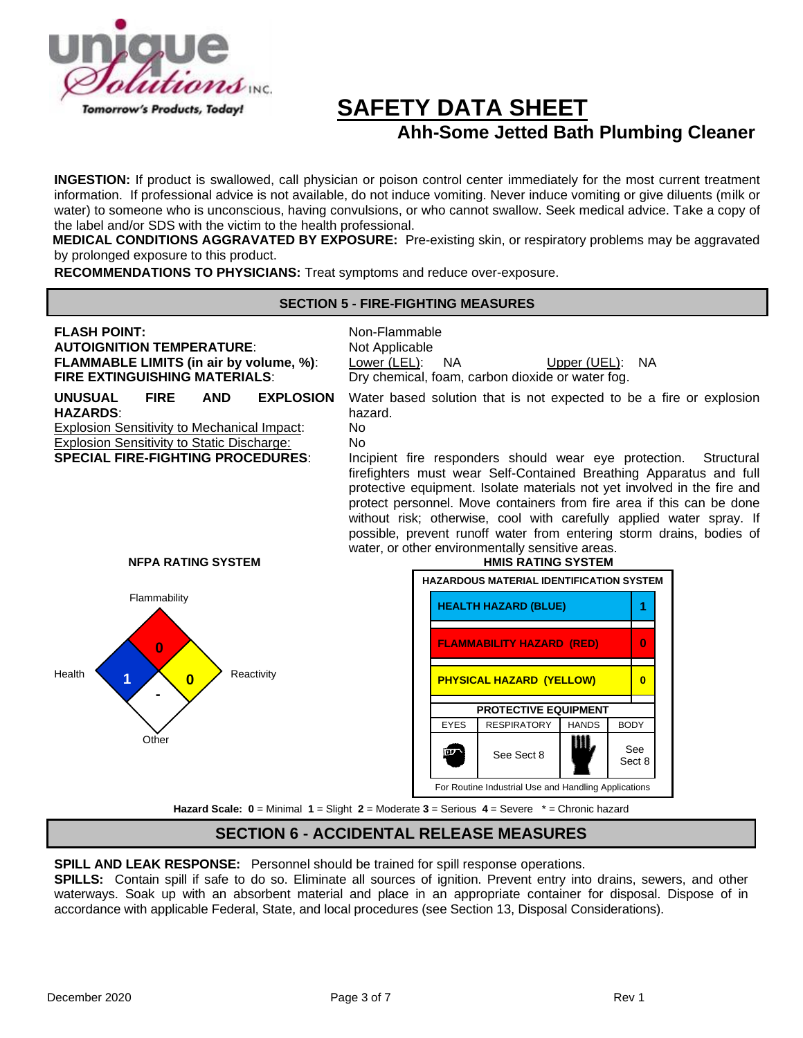# SAFETY DATA SHEET

## Ahh-Some Jetted Bath Plumbing Cleaner

**INGESTION:** If product is swallowed, call physician or poison control center immediately for the most current treatment information. If professional advice is not available, do not induce vomiting. Never induce vomiting or give diluents (milk or water) to someone who is unconscious, having convulsions, or who cannot swallow. Seek medical advice. Take a copy of the label and/or SDS with the victim to the health professional.

**MEDICAL CONDITIONS AGGRAVATED BY EXPOSURE:** Pre-existing skin, or respiratory problems may be aggravated by prolonged exposure to this product.

**RECOMMENDATIONS TO PHYSICIANS:** Treat symptoms and reduce over-exposure.

## SECTION 5 - FIRE-FIGHTING MEASURES

**FLASH POINT:** Non-Flammable

**AUTOIGNITION TEMPERATURE**: Not Applicable

**FLAMMABLE LIMITS (in air by volume, %)**: Lower (LEL): NA Upper (UEL): NA

**FIRE EXTINGUISHING MATERIALS**: Dry chemical, foam, carbon dioxide or water fog.

**UNUSUAL FIRE AND EXPLOSION HAZARDS**: Water based solution that is not expected to be a fire or explosion hazard.

Explosion Sensitivity to Mechanical Impact: No

Explosion Sensitivity to Static Discharge: No

**SPECIAL FIRE-FIGHTING PROCEDURES**: Incipient fire responders should wear eye protection. Structural firefighters must wear Self-Contained Breathing Apparatus and full protective equipment. Isolate materials not yet involved in the fire and protect personnel. Move containers from fire area if this can be done without risk; otherwise, cool with carefully applied water spray. If possible, prevent runoff water from entering storm drains, bodies of water, or other environmentally sensitive areas.

**NFPA RATING SYSTEM**

| Flammability | Health | Reactivity | Other |
|---|---|---|---|
| 0 | 1 | 0 | - |

**HMIS RATING SYSTEM**

| HAZARDOUS MATERIAL IDENTIFICATION SYSTEM | |
|---|---|
| HEALTH HAZARD (BLUE) | 1 |
| FLAMMABILITY HAZARD (RED) | 0 |
| PHYSICAL HAZARD (YELLOW) | 0 |

| PROTECTIVE EQUIPMENT | | | |
|---|---|---|---|
| EYES | RESPIRATORY | HANDS | BODY |
| | See Sect 8 | | See Sect 8 |

For Routine Industrial Use and Handling Applications

**Hazard Scale: 0** = Minimal **1** = Slight **2** = Moderate **3** = Serious **4** = Severe * = Chronic hazard

## SECTION 6 - ACCIDENTAL RELEASE MEASURES

**SPILL AND LEAK RESPONSE:** Personnel should be trained for spill response operations.

**SPILLS:** Contain spill if safe to do so. Eliminate all sources of ignition. Prevent entry into drains, sewers, and other waterways. Soak up with an absorbent material and place in an appropriate container for disposal. Dispose of in accordance with applicable Federal, State, and local procedures (see Section 13, Disposal Considerations).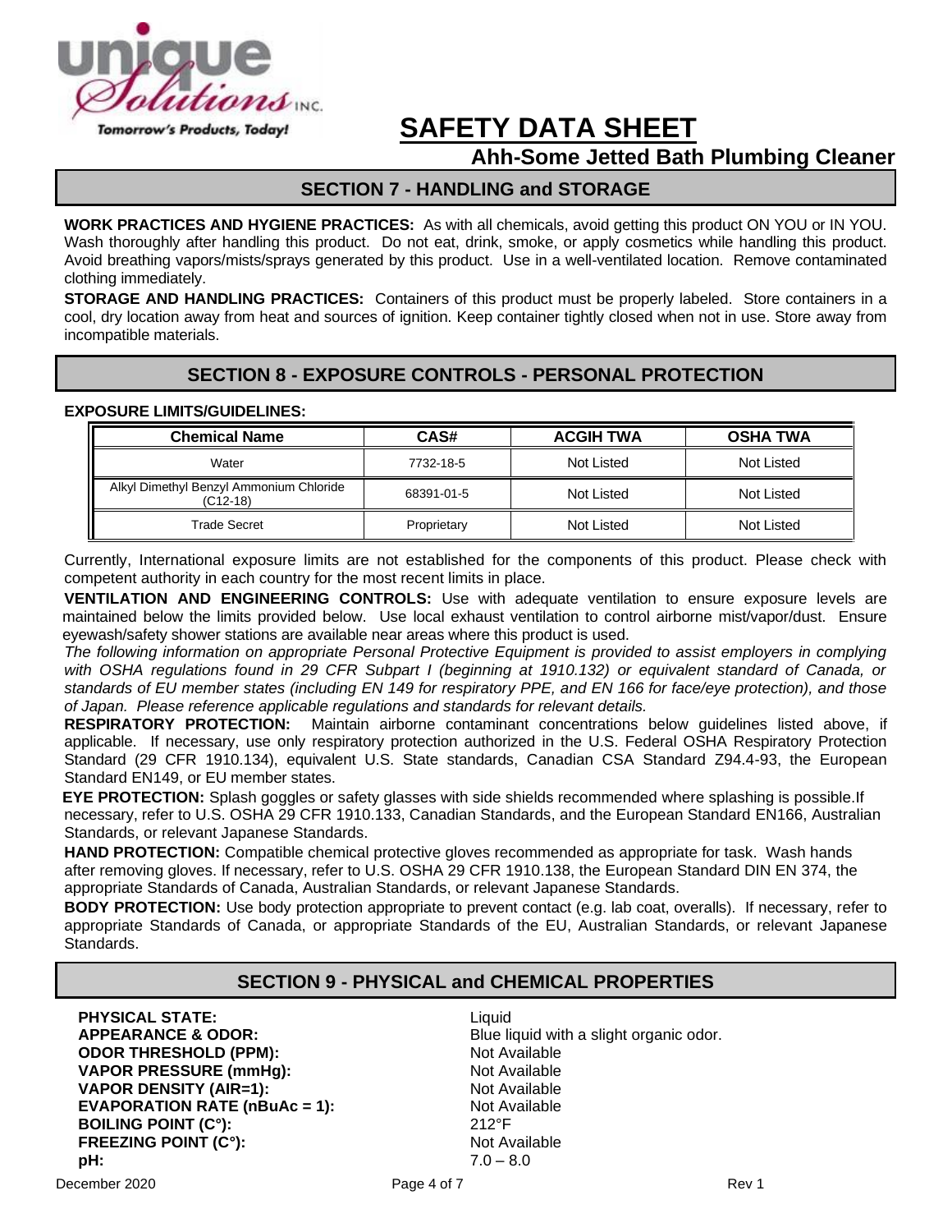# SAFETY DATA SHEET

## Ahh-Some Jetted Bath Plumbing Cleaner

## SECTION 7 - HANDLING and STORAGE

**WORK PRACTICES AND HYGIENE PRACTICES:** As with all chemicals, avoid getting this product ON YOU or IN YOU. Wash thoroughly after handling this product. Do not eat, drink, smoke, or apply cosmetics while handling this product. Avoid breathing vapors/mists/sprays generated by this product. Use in a well-ventilated location. Remove contaminated clothing immediately.

**STORAGE AND HANDLING PRACTICES:** Containers of this product must be properly labeled. Store containers in a cool, dry location away from heat and sources of ignition. Keep container tightly closed when not in use. Store away from incompatible materials.

## SECTION 8 - EXPOSURE CONTROLS - PERSONAL PROTECTION

**EXPOSURE LIMITS/GUIDELINES:**

| Chemical Name | CAS# | ACGIH TWA | OSHA TWA |
|---|---|---|---|
| Water | 7732-18-5 | Not Listed | Not Listed |
| Alkyl Dimethyl Benzyl Ammonium Chloride (C12-18) | 68391-01-5 | Not Listed | Not Listed |
| Trade Secret | Proprietary | Not Listed | Not Listed |

Currently, International exposure limits are not established for the components of this product. Please check with competent authority in each country for the most recent limits in place.

**VENTILATION AND ENGINEERING CONTROLS:** Use with adequate ventilation to ensure exposure levels are maintained below the limits provided below. Use local exhaust ventilation to control airborne mist/vapor/dust. Ensure eyewash/safety shower stations are available near areas where this product is used.

*The following information on appropriate Personal Protective Equipment is provided to assist employers in complying with OSHA regulations found in 29 CFR Subpart I (beginning at 1910.132) or equivalent standard of Canada, or standards of EU member states (including EN 149 for respiratory PPE, and EN 166 for face/eye protection), and those of Japan. Please reference applicable regulations and standards for relevant details.*

**RESPIRATORY PROTECTION:** Maintain airborne contaminant concentrations below guidelines listed above, if applicable. If necessary, use only respiratory protection authorized in the U.S. Federal OSHA Respiratory Protection Standard (29 CFR 1910.134), equivalent U.S. State standards, Canadian CSA Standard Z94.4-93, the European Standard EN149, or EU member states.

**EYE PROTECTION:** Splash goggles or safety glasses with side shields recommended where splashing is possible.If necessary, refer to U.S. OSHA 29 CFR 1910.133, Canadian Standards, and the European Standard EN166, Australian Standards, or relevant Japanese Standards.

**HAND PROTECTION:** Compatible chemical protective gloves recommended as appropriate for task. Wash hands after removing gloves. If necessary, refer to U.S. OSHA 29 CFR 1910.138, the European Standard DIN EN 374, the appropriate Standards of Canada, Australian Standards, or relevant Japanese Standards.

**BODY PROTECTION:** Use body protection appropriate to prevent contact (e.g. lab coat, overalls). If necessary, refer to appropriate Standards of Canada, or appropriate Standards of the EU, Australian Standards, or relevant Japanese Standards.

## SECTION 9 - PHYSICAL and CHEMICAL PROPERTIES

| | |
|---|---|
| **PHYSICAL STATE:** | Liquid |
| **APPEARANCE & ODOR:** | Blue liquid with a slight organic odor. |
| **ODOR THRESHOLD (PPM):** | Not Available |
| **VAPOR PRESSURE (mmHg):** | Not Available |
| **VAPOR DENSITY (AIR=1):** | Not Available |
| **EVAPORATION RATE (nBuAc = 1):** | Not Available |
| **BOILING POINT (C°):** | 212°F |
| **FREEZING POINT (C°):** | Not Available |
| **pH:** | 7.0 – 8.0 |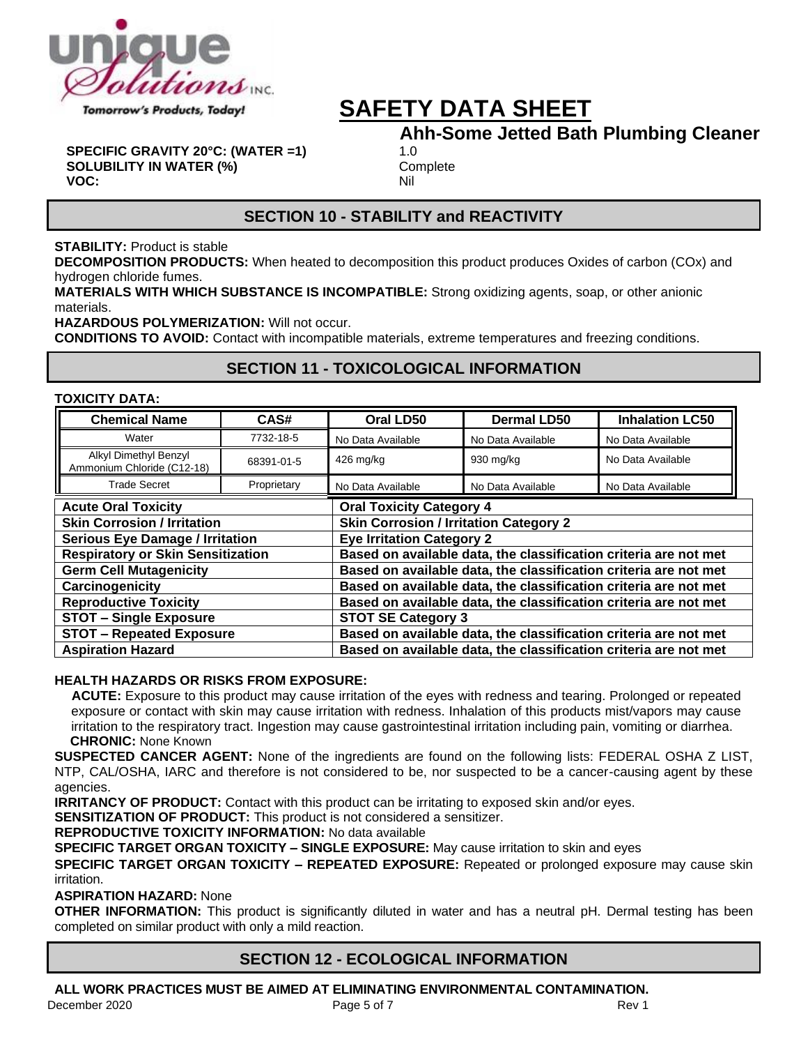# SAFETY DATA SHEET

## Ahh-Some Jetted Bath Plumbing Cleaner

**SPECIFIC GRAVITY 20°C: (WATER =1)** 1.0
**SOLUBILITY IN WATER (%)** Complete
**VOC:** Nil

## SECTION 10 - STABILITY and REACTIVITY

**STABILITY:** Product is stable

**DECOMPOSITION PRODUCTS:** When heated to decomposition this product produces Oxides of carbon (COx) and hydrogen chloride fumes.

**MATERIALS WITH WHICH SUBSTANCE IS INCOMPATIBLE:** Strong oxidizing agents, soap, or other anionic materials.

**HAZARDOUS POLYMERIZATION:** Will not occur.

**CONDITIONS TO AVOID:** Contact with incompatible materials, extreme temperatures and freezing conditions.

## SECTION 11 - TOXICOLOGICAL INFORMATION

**TOXICITY DATA:**

| Chemical Name | CAS# | Oral LD50 | Dermal LD50 | Inhalation LC50 |
|---|---|---|---|---|
| Water | 7732-18-5 | No Data Available | No Data Available | No Data Available |
| Alkyl Dimethyl Benzyl Ammonium Chloride (C12-18) | 68391-01-5 | 426 mg/kg | 930 mg/kg | No Data Available |
| Trade Secret | Proprietary | No Data Available | No Data Available | No Data Available |

| | |
|---|---|
| **Acute Oral Toxicity** | **Oral Toxicity Category 4** |
| **Skin Corrosion / Irritation** | **Skin Corrosion / Irritation Category 2** |
| **Serious Eye Damage / Irritation** | **Eye Irritation Category 2** |
| **Respiratory or Skin Sensitization** | **Based on available data, the classification criteria are not met** |
| **Germ Cell Mutagenicity** | **Based on available data, the classification criteria are not met** |
| **Carcinogenicity** | **Based on available data, the classification criteria are not met** |
| **Reproductive Toxicity** | **Based on available data, the classification criteria are not met** |
| **STOT – Single Exposure** | **STOT SE Category 3** |
| **STOT – Repeated Exposure** | **Based on available data, the classification criteria are not met** |
| **Aspiration Hazard** | **Based on available data, the classification criteria are not met** |

**HEALTH HAZARDS OR RISKS FROM EXPOSURE:**

**ACUTE:** Exposure to this product may cause irritation of the eyes with redness and tearing. Prolonged or repeated exposure or contact with skin may cause irritation with redness. Inhalation of this products mist/vapors may cause irritation to the respiratory tract. Ingestion may cause gastrointestinal irritation including pain, vomiting or diarrhea.

**CHRONIC:** None Known

**SUSPECTED CANCER AGENT:** None of the ingredients are found on the following lists: FEDERAL OSHA Z LIST, NTP, CAL/OSHA, IARC and therefore is not considered to be, nor suspected to be a cancer-causing agent by these agencies.

**IRRITANCY OF PRODUCT:** Contact with this product can be irritating to exposed skin and/or eyes.

**SENSITIZATION OF PRODUCT:** This product is not considered a sensitizer.

**REPRODUCTIVE TOXICITY INFORMATION:** No data available

**SPECIFIC TARGET ORGAN TOXICITY – SINGLE EXPOSURE:** May cause irritation to skin and eyes

**SPECIFIC TARGET ORGAN TOXICITY – REPEATED EXPOSURE:** Repeated or prolonged exposure may cause skin irritation.

**ASPIRATION HAZARD:** None

**OTHER INFORMATION:** This product is significantly diluted in water and has a neutral pH. Dermal testing has been completed on similar product with only a mild reaction.

## SECTION 12 - ECOLOGICAL INFORMATION

**ALL WORK PRACTICES MUST BE AIMED AT ELIMINATING ENVIRONMENTAL CONTAMINATION.**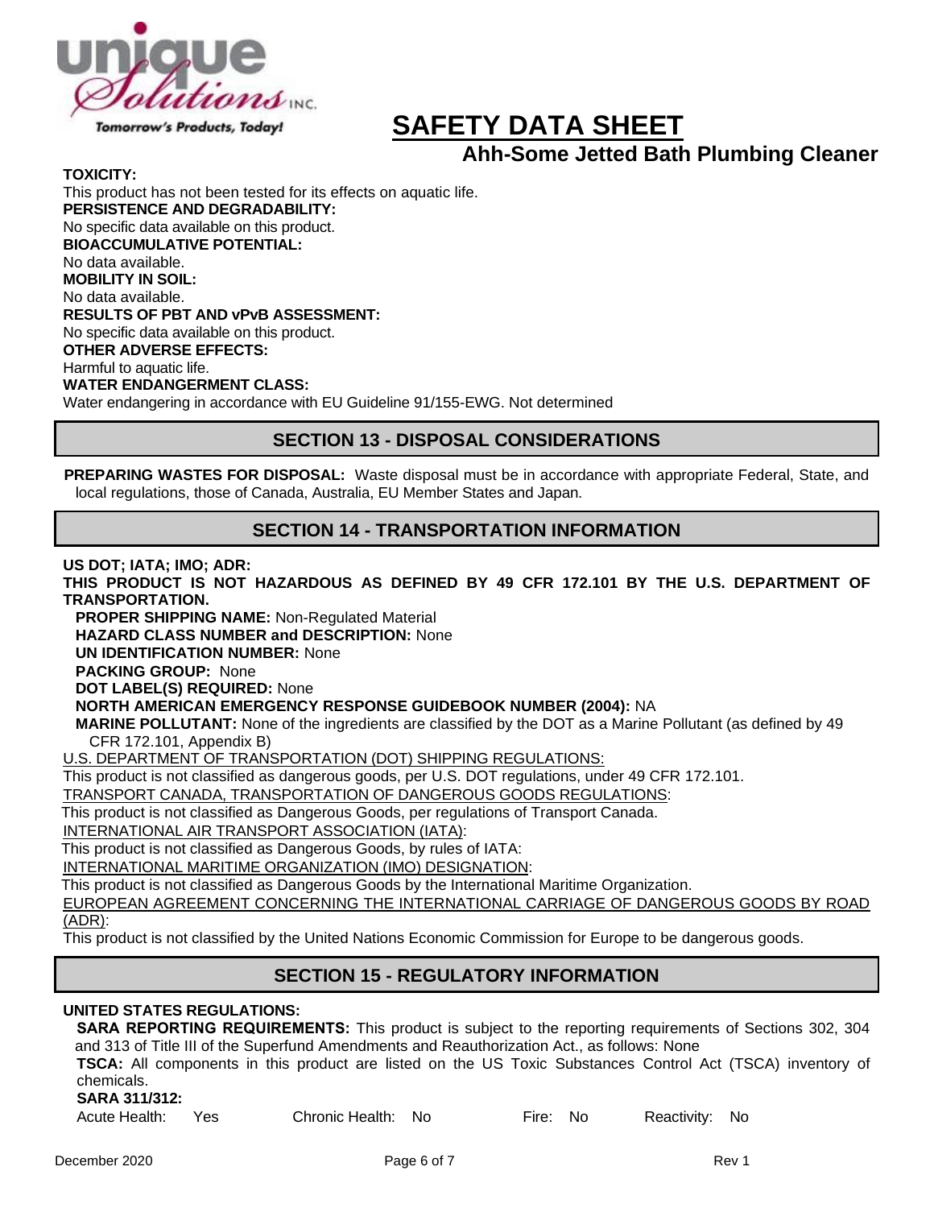**TOXICITY:**
This product has not been tested for its effects on aquatic life.
**PERSISTENCE AND DEGRADABILITY:**
No specific data available on this product.
**BIOACCUMULATIVE POTENTIAL:**
No data available.
**MOBILITY IN SOIL:**
No data available.
**RESULTS OF PBT AND vPvB ASSESSMENT:**
No specific data available on this product.
**OTHER ADVERSE EFFECTS:**
Harmful to aquatic life.
**WATER ENDANGERMENT CLASS:**
Water endangering in accordance with EU Guideline 91/155-EWG. Not determined

## SECTION 13 - DISPOSAL CONSIDERATIONS

**PREPARING WASTES FOR DISPOSAL:** Waste disposal must be in accordance with appropriate Federal, State, and local regulations, those of Canada, Australia, EU Member States and Japan.

## SECTION 14 - TRANSPORTATION INFORMATION

**US DOT; IATA; IMO; ADR:**
**THIS PRODUCT IS NOT HAZARDOUS AS DEFINED BY 49 CFR 172.101 BY THE U.S. DEPARTMENT OF TRANSPORTATION.**
**PROPER SHIPPING NAME:** Non-Regulated Material
**HAZARD CLASS NUMBER and DESCRIPTION:** None
**UN IDENTIFICATION NUMBER:** None
**PACKING GROUP:** None
**DOT LABEL(S) REQUIRED:** None
**NORTH AMERICAN EMERGENCY RESPONSE GUIDEBOOK NUMBER (2004):** NA
**MARINE POLLUTANT:** None of the ingredients are classified by the DOT as a Marine Pollutant (as defined by 49 CFR 172.101, Appendix B)
U.S. DEPARTMENT OF TRANSPORTATION (DOT) SHIPPING REGULATIONS:
This product is not classified as dangerous goods, per U.S. DOT regulations, under 49 CFR 172.101.
TRANSPORT CANADA, TRANSPORTATION OF DANGEROUS GOODS REGULATIONS:
This product is not classified as Dangerous Goods, per regulations of Transport Canada.
INTERNATIONAL AIR TRANSPORT ASSOCIATION (IATA):
This product is not classified as Dangerous Goods, by rules of IATA:
INTERNATIONAL MARITIME ORGANIZATION (IMO) DESIGNATION:
This product is not classified as Dangerous Goods by the International Maritime Organization.
EUROPEAN AGREEMENT CONCERNING THE INTERNATIONAL CARRIAGE OF DANGEROUS GOODS BY ROAD (ADR):
This product is not classified by the United Nations Economic Commission for Europe to be dangerous goods.

## SECTION 15 - REGULATORY INFORMATION

**UNITED STATES REGULATIONS:**
**SARA REPORTING REQUIREMENTS:** This product is subject to the reporting requirements of Sections 302, 304 and 313 of Title III of the Superfund Amendments and Reauthorization Act., as follows: None
**TSCA:** All components in this product are listed on the US Toxic Substances Control Act (TSCA) inventory of chemicals.
**SARA 311/312:**
Acute Health: Yes     Chronic Health: No     Fire: No     Reactivity: No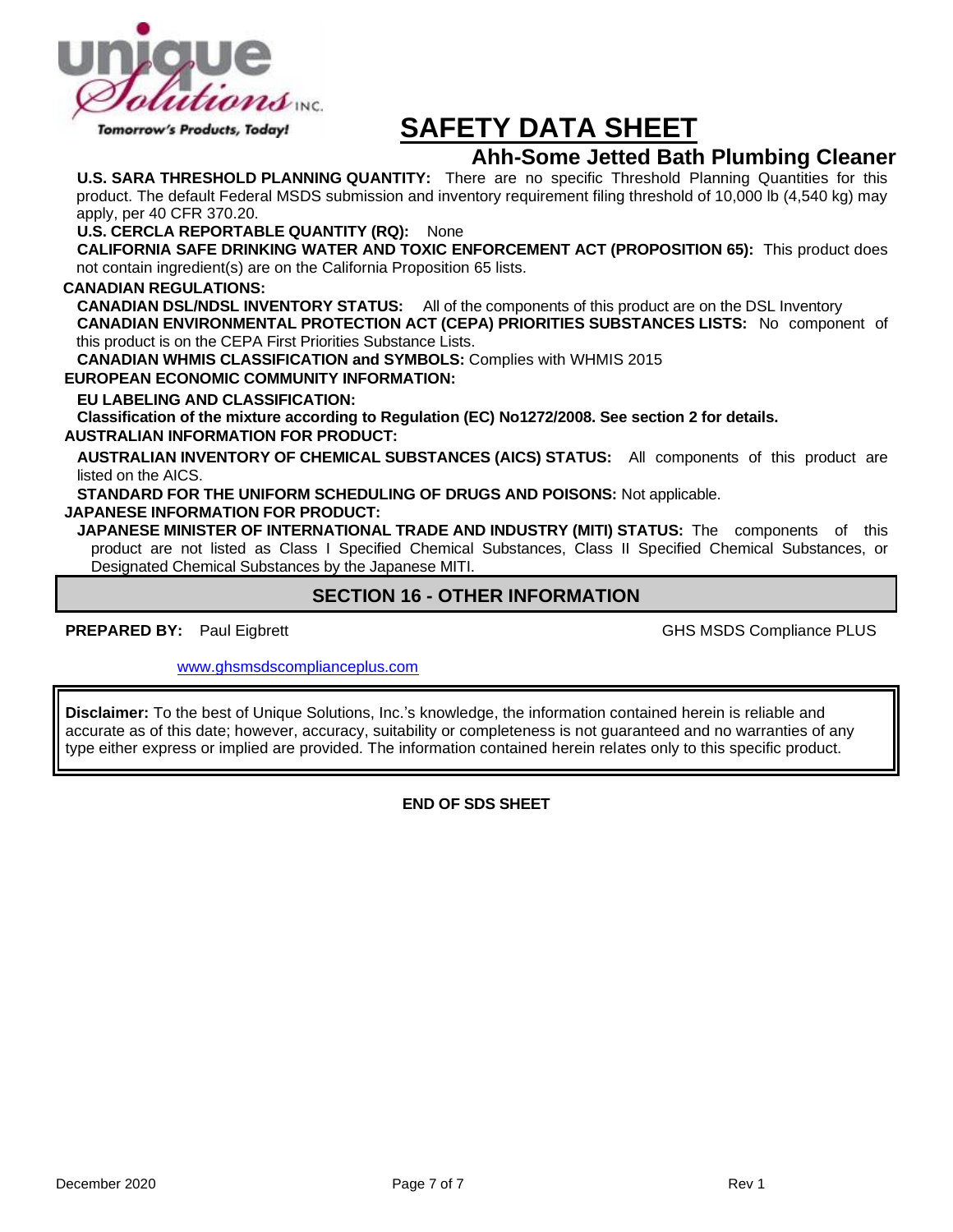# SAFETY DATA SHEET

## Ahh-Some Jetted Bath Plumbing Cleaner

**U.S. SARA THRESHOLD PLANNING QUANTITY:** There are no specific Threshold Planning Quantities for this product. The default Federal MSDS submission and inventory requirement filing threshold of 10,000 lb (4,540 kg) may apply, per 40 CFR 370.20.

**U.S. CERCLA REPORTABLE QUANTITY (RQ):** None

**CALIFORNIA SAFE DRINKING WATER AND TOXIC ENFORCEMENT ACT (PROPOSITION 65):** This product does not contain ingredient(s) are on the California Proposition 65 lists.

**CANADIAN REGULATIONS:**

**CANADIAN DSL/NDSL INVENTORY STATUS:** All of the components of this product are on the DSL Inventory

**CANADIAN ENVIRONMENTAL PROTECTION ACT (CEPA) PRIORITIES SUBSTANCES LISTS:** No component of this product is on the CEPA First Priorities Substance Lists.

**CANADIAN WHMIS CLASSIFICATION and SYMBOLS:** Complies with WHMIS 2015

**EUROPEAN ECONOMIC COMMUNITY INFORMATION:**

**EU LABELING AND CLASSIFICATION:**

**Classification of the mixture according to Regulation (EC) No1272/2008. See section 2 for details.**

**AUSTRALIAN INFORMATION FOR PRODUCT:**

**AUSTRALIAN INVENTORY OF CHEMICAL SUBSTANCES (AICS) STATUS:** All components of this product are listed on the AICS.

**STANDARD FOR THE UNIFORM SCHEDULING OF DRUGS AND POISONS:** Not applicable.

**JAPANESE INFORMATION FOR PRODUCT:**

**JAPANESE MINISTER OF INTERNATIONAL TRADE AND INDUSTRY (MITI) STATUS:** The components of this product are not listed as Class I Specified Chemical Substances, Class II Specified Chemical Substances, or Designated Chemical Substances by the Japanese MITI.

## SECTION 16 - OTHER INFORMATION

**PREPARED BY:** Paul Eigbrett GHS MSDS Compliance PLUS

www.ghsmsdscomplianceplus.com

**Disclaimer:** To the best of Unique Solutions, Inc.'s knowledge, the information contained herein is reliable and accurate as of this date; however, accuracy, suitability or completeness is not guaranteed and no warranties of any type either express or implied are provided. The information contained herein relates only to this specific product.

**END OF SDS SHEET**

December 2020 Rev 1